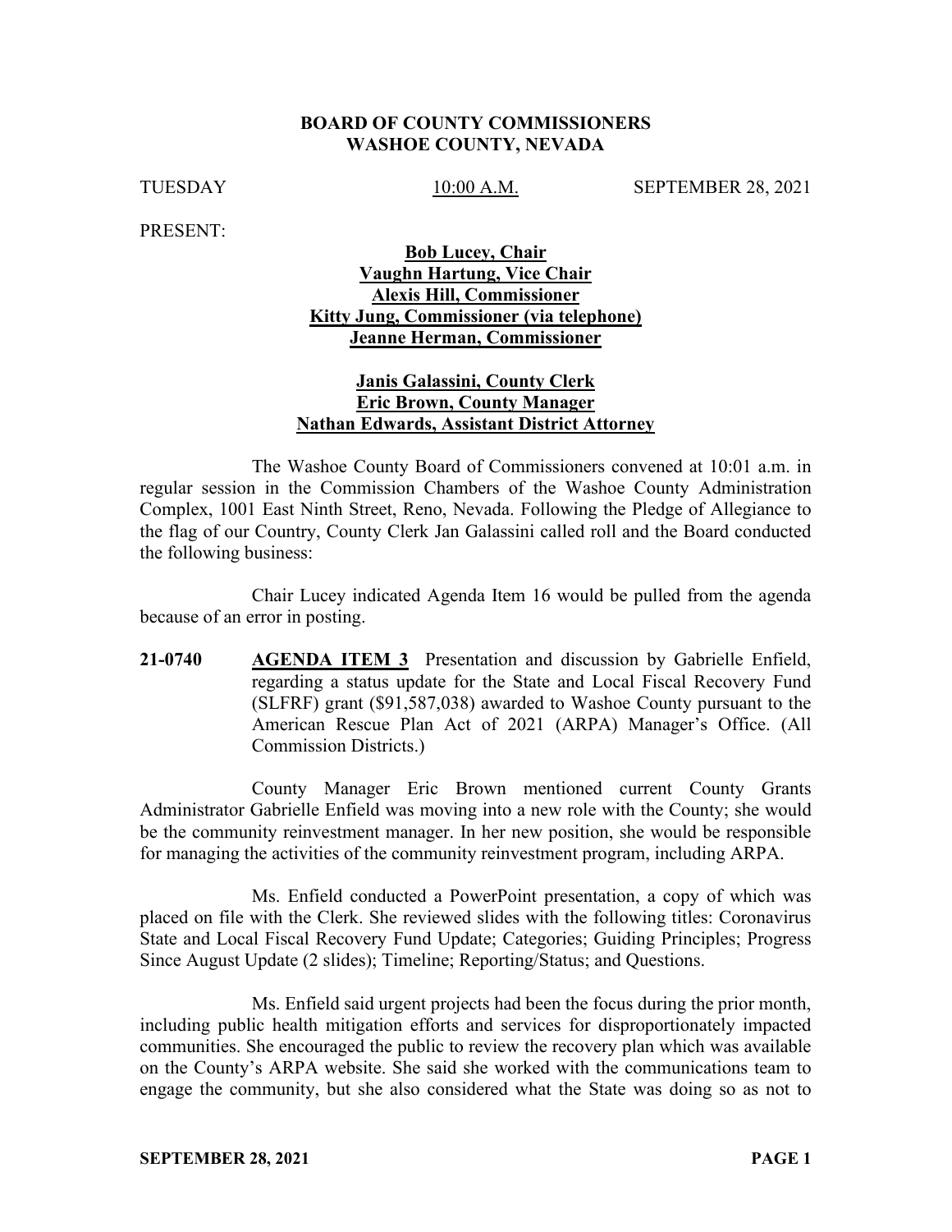**BOARD OF COUNTY COMMISSIONERS**
**WASHOE COUNTY, NEVADA**

TUESDAY 10:00 A.M. SEPTEMBER 28, 2021

PRESENT:

**Bob Lucey, Chair**
**Vaughn Hartung, Vice Chair**
**Alexis Hill, Commissioner**
**Kitty Jung, Commissioner (via telephone)**
**Jeanne Herman, Commissioner**

**Janis Galassini, County Clerk**
**Eric Brown, County Manager**
**Nathan Edwards, Assistant District Attorney**

The Washoe County Board of Commissioners convened at 10:01 a.m. in regular session in the Commission Chambers of the Washoe County Administration Complex, 1001 East Ninth Street, Reno, Nevada. Following the Pledge of Allegiance to the flag of our Country, County Clerk Jan Galassini called roll and the Board conducted the following business:

Chair Lucey indicated Agenda Item 16 would be pulled from the agenda because of an error in posting.

**21-0740** **AGENDA ITEM 3** Presentation and discussion by Gabrielle Enfield, regarding a status update for the State and Local Fiscal Recovery Fund (SLFRF) grant ($91,587,038) awarded to Washoe County pursuant to the American Rescue Plan Act of 2021 (ARPA) Manager's Office. (All Commission Districts.)

County Manager Eric Brown mentioned current County Grants Administrator Gabrielle Enfield was moving into a new role with the County; she would be the community reinvestment manager. In her new position, she would be responsible for managing the activities of the community reinvestment program, including ARPA.

Ms. Enfield conducted a PowerPoint presentation, a copy of which was placed on file with the Clerk. She reviewed slides with the following titles: Coronavirus State and Local Fiscal Recovery Fund Update; Categories; Guiding Principles; Progress Since August Update (2 slides); Timeline; Reporting/Status; and Questions.

Ms. Enfield said urgent projects had been the focus during the prior month, including public health mitigation efforts and services for disproportionately impacted communities. She encouraged the public to review the recovery plan which was available on the County's ARPA website. She said she worked with the communications team to engage the community, but she also considered what the State was doing so as not to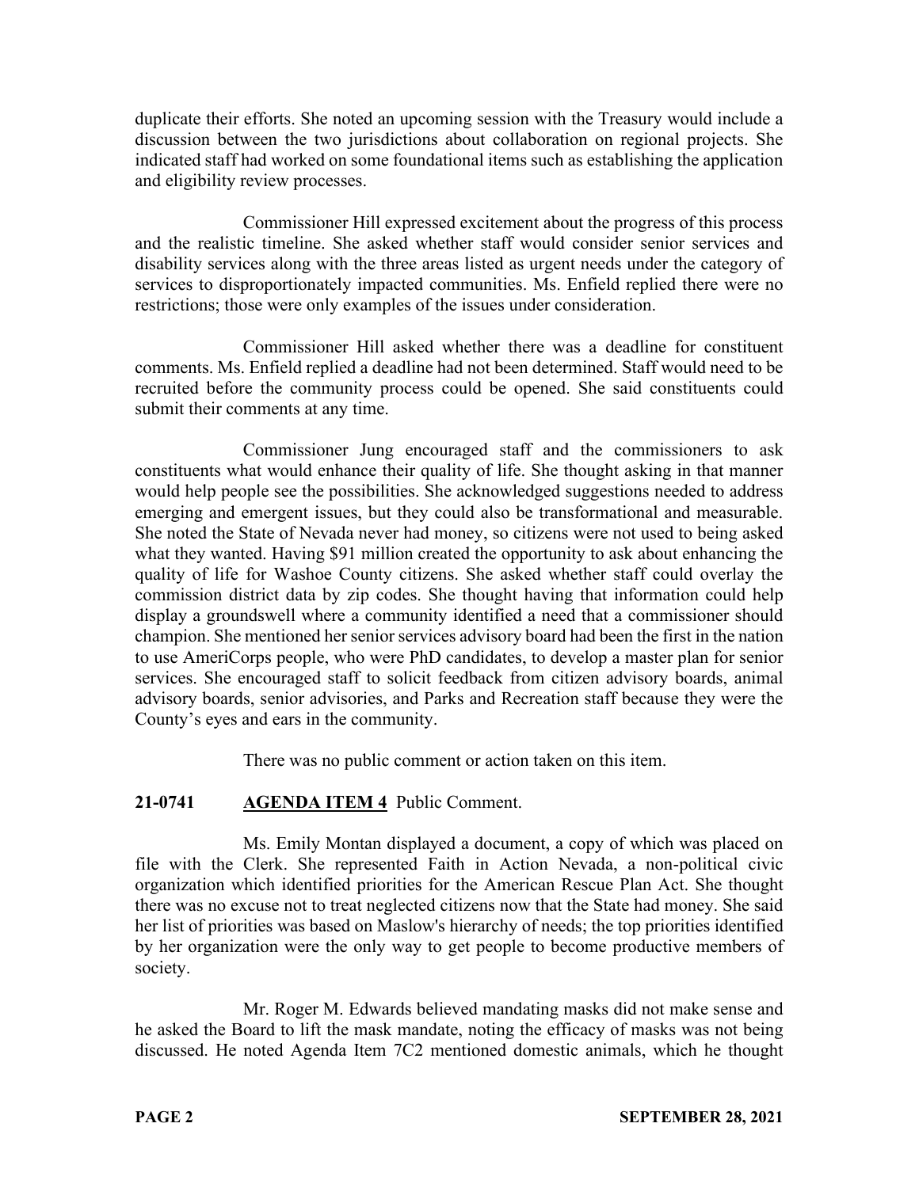duplicate their efforts. She noted an upcoming session with the Treasury would include a discussion between the two jurisdictions about collaboration on regional projects. She indicated staff had worked on some foundational items such as establishing the application and eligibility review processes.

Commissioner Hill expressed excitement about the progress of this process and the realistic timeline. She asked whether staff would consider senior services and disability services along with the three areas listed as urgent needs under the category of services to disproportionately impacted communities. Ms. Enfield replied there were no restrictions; those were only examples of the issues under consideration.

Commissioner Hill asked whether there was a deadline for constituent comments. Ms. Enfield replied a deadline had not been determined. Staff would need to be recruited before the community process could be opened. She said constituents could submit their comments at any time.

Commissioner Jung encouraged staff and the commissioners to ask constituents what would enhance their quality of life. She thought asking in that manner would help people see the possibilities. She acknowledged suggestions needed to address emerging and emergent issues, but they could also be transformational and measurable. She noted the State of Nevada never had money, so citizens were not used to being asked what they wanted. Having $91 million created the opportunity to ask about enhancing the quality of life for Washoe County citizens. She asked whether staff could overlay the commission district data by zip codes. She thought having that information could help display a groundswell where a community identified a need that a commissioner should champion. She mentioned her senior services advisory board had been the first in the nation to use AmeriCorps people, who were PhD candidates, to develop a master plan for senior services. She encouraged staff to solicit feedback from citizen advisory boards, animal advisory boards, senior advisories, and Parks and Recreation staff because they were the County's eyes and ears in the community.

There was no public comment or action taken on this item.

**21-0741 AGENDA ITEM 4** Public Comment.

Ms. Emily Montan displayed a document, a copy of which was placed on file with the Clerk. She represented Faith in Action Nevada, a non-political civic organization which identified priorities for the American Rescue Plan Act. She thought there was no excuse not to treat neglected citizens now that the State had money. She said her list of priorities was based on Maslow's hierarchy of needs; the top priorities identified by her organization were the only way to get people to become productive members of society.

Mr. Roger M. Edwards believed mandating masks did not make sense and he asked the Board to lift the mask mandate, noting the efficacy of masks was not being discussed. He noted Agenda Item 7C2 mentioned domestic animals, which he thought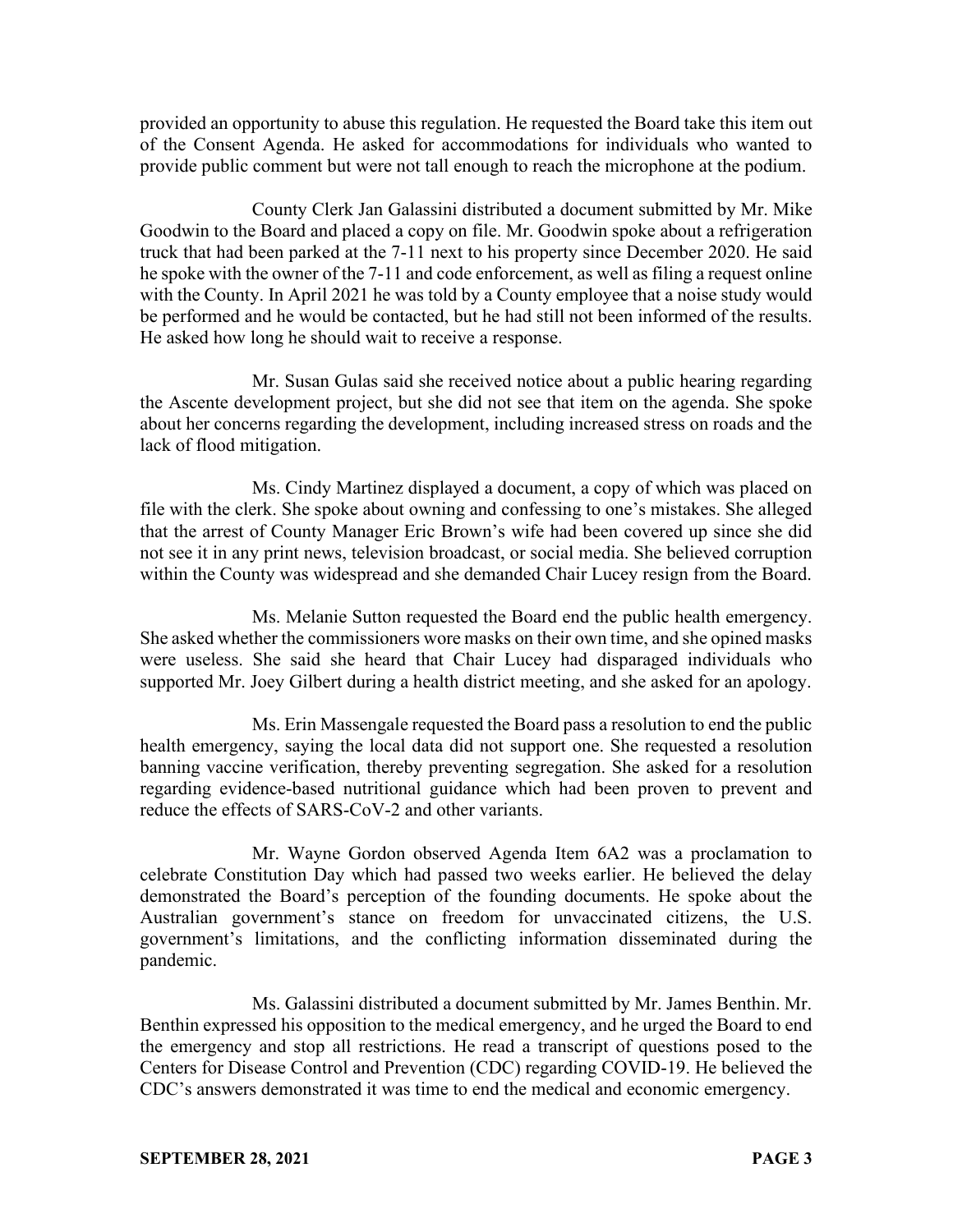provided an opportunity to abuse this regulation. He requested the Board take this item out of the Consent Agenda. He asked for accommodations for individuals who wanted to provide public comment but were not tall enough to reach the microphone at the podium.

County Clerk Jan Galassini distributed a document submitted by Mr. Mike Goodwin to the Board and placed a copy on file. Mr. Goodwin spoke about a refrigeration truck that had been parked at the 7-11 next to his property since December 2020. He said he spoke with the owner of the 7-11 and code enforcement, as well as filing a request online with the County. In April 2021 he was told by a County employee that a noise study would be performed and he would be contacted, but he had still not been informed of the results. He asked how long he should wait to receive a response.

Mr. Susan Gulas said she received notice about a public hearing regarding the Ascente development project, but she did not see that item on the agenda. She spoke about her concerns regarding the development, including increased stress on roads and the lack of flood mitigation.

Ms. Cindy Martinez displayed a document, a copy of which was placed on file with the clerk. She spoke about owning and confessing to one's mistakes. She alleged that the arrest of County Manager Eric Brown's wife had been covered up since she did not see it in any print news, television broadcast, or social media. She believed corruption within the County was widespread and she demanded Chair Lucey resign from the Board.

Ms. Melanie Sutton requested the Board end the public health emergency. She asked whether the commissioners wore masks on their own time, and she opined masks were useless. She said she heard that Chair Lucey had disparaged individuals who supported Mr. Joey Gilbert during a health district meeting, and she asked for an apology.

Ms. Erin Massengale requested the Board pass a resolution to end the public health emergency, saying the local data did not support one. She requested a resolution banning vaccine verification, thereby preventing segregation. She asked for a resolution regarding evidence-based nutritional guidance which had been proven to prevent and reduce the effects of SARS-CoV-2 and other variants.

Mr. Wayne Gordon observed Agenda Item 6A2 was a proclamation to celebrate Constitution Day which had passed two weeks earlier. He believed the delay demonstrated the Board's perception of the founding documents. He spoke about the Australian government's stance on freedom for unvaccinated citizens, the U.S. government's limitations, and the conflicting information disseminated during the pandemic.

Ms. Galassini distributed a document submitted by Mr. James Benthin. Mr. Benthin expressed his opposition to the medical emergency, and he urged the Board to end the emergency and stop all restrictions. He read a transcript of questions posed to the Centers for Disease Control and Prevention (CDC) regarding COVID-19. He believed the CDC's answers demonstrated it was time to end the medical and economic emergency.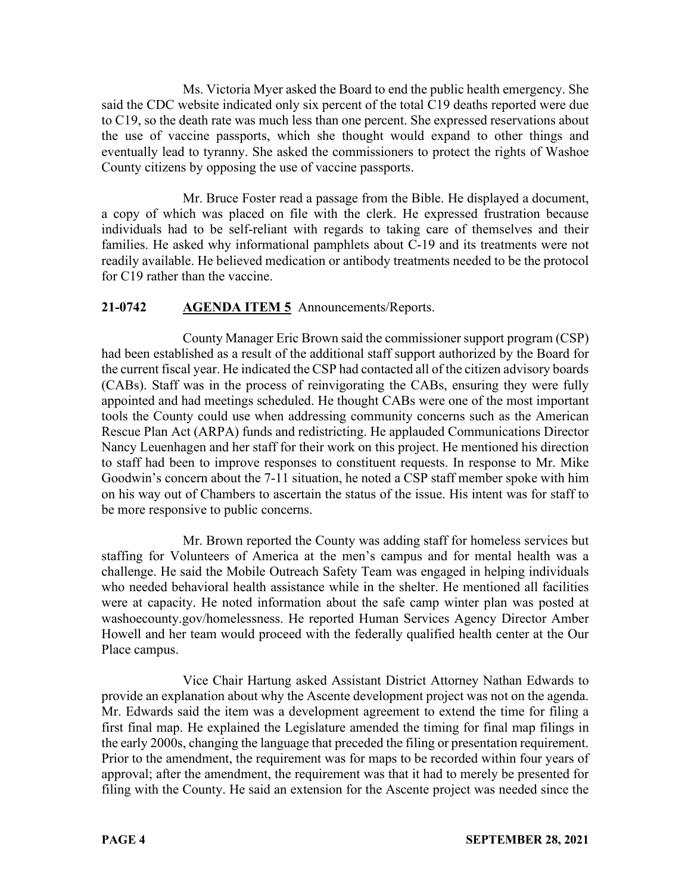Ms. Victoria Myer asked the Board to end the public health emergency. She said the CDC website indicated only six percent of the total C19 deaths reported were due to C19, so the death rate was much less than one percent. She expressed reservations about the use of vaccine passports, which she thought would expand to other things and eventually lead to tyranny. She asked the commissioners to protect the rights of Washoe County citizens by opposing the use of vaccine passports.

Mr. Bruce Foster read a passage from the Bible. He displayed a document, a copy of which was placed on file with the clerk. He expressed frustration because individuals had to be self-reliant with regards to taking care of themselves and their families. He asked why informational pamphlets about C-19 and its treatments were not readily available. He believed medication or antibody treatments needed to be the protocol for C19 rather than the vaccine.

**21-0742 AGENDA ITEM 5** Announcements/Reports.

County Manager Eric Brown said the commissioner support program (CSP) had been established as a result of the additional staff support authorized by the Board for the current fiscal year. He indicated the CSP had contacted all of the citizen advisory boards (CABs). Staff was in the process of reinvigorating the CABs, ensuring they were fully appointed and had meetings scheduled. He thought CABs were one of the most important tools the County could use when addressing community concerns such as the American Rescue Plan Act (ARPA) funds and redistricting. He applauded Communications Director Nancy Leuenhagen and her staff for their work on this project. He mentioned his direction to staff had been to improve responses to constituent requests. In response to Mr. Mike Goodwin's concern about the 7-11 situation, he noted a CSP staff member spoke with him on his way out of Chambers to ascertain the status of the issue. His intent was for staff to be more responsive to public concerns.

Mr. Brown reported the County was adding staff for homeless services but staffing for Volunteers of America at the men's campus and for mental health was a challenge. He said the Mobile Outreach Safety Team was engaged in helping individuals who needed behavioral health assistance while in the shelter. He mentioned all facilities were at capacity. He noted information about the safe camp winter plan was posted at washoecounty.gov/homelessness. He reported Human Services Agency Director Amber Howell and her team would proceed with the federally qualified health center at the Our Place campus.

Vice Chair Hartung asked Assistant District Attorney Nathan Edwards to provide an explanation about why the Ascente development project was not on the agenda. Mr. Edwards said the item was a development agreement to extend the time for filing a first final map. He explained the Legislature amended the timing for final map filings in the early 2000s, changing the language that preceded the filing or presentation requirement. Prior to the amendment, the requirement was for maps to be recorded within four years of approval; after the amendment, the requirement was that it had to merely be presented for filing with the County. He said an extension for the Ascente project was needed since the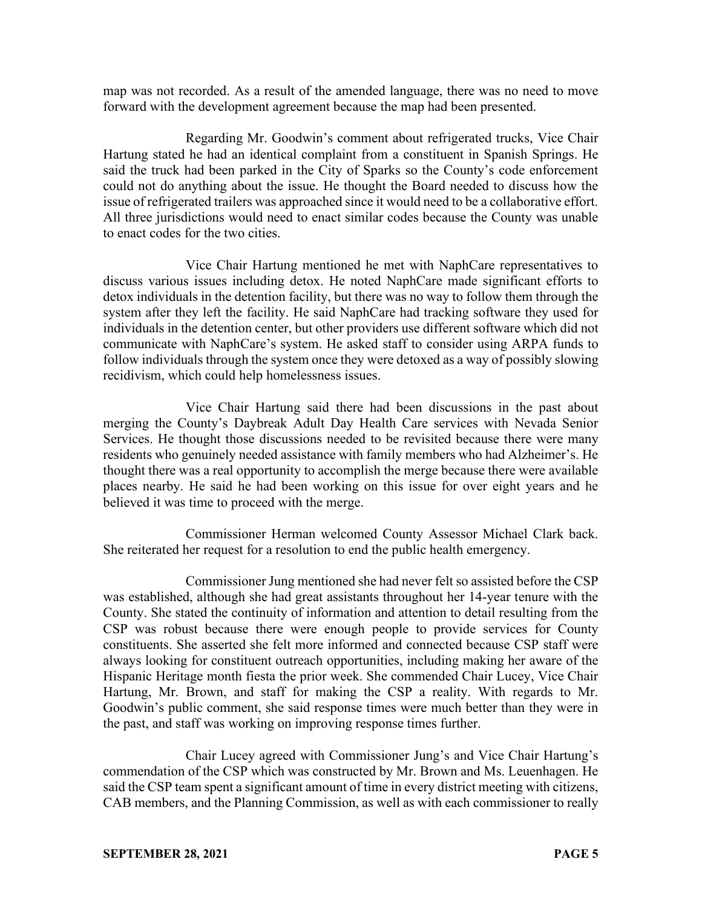map was not recorded. As a result of the amended language, there was no need to move forward with the development agreement because the map had been presented.

Regarding Mr. Goodwin's comment about refrigerated trucks, Vice Chair Hartung stated he had an identical complaint from a constituent in Spanish Springs. He said the truck had been parked in the City of Sparks so the County's code enforcement could not do anything about the issue. He thought the Board needed to discuss how the issue of refrigerated trailers was approached since it would need to be a collaborative effort. All three jurisdictions would need to enact similar codes because the County was unable to enact codes for the two cities.

Vice Chair Hartung mentioned he met with NaphCare representatives to discuss various issues including detox. He noted NaphCare made significant efforts to detox individuals in the detention facility, but there was no way to follow them through the system after they left the facility. He said NaphCare had tracking software they used for individuals in the detention center, but other providers use different software which did not communicate with NaphCare's system. He asked staff to consider using ARPA funds to follow individuals through the system once they were detoxed as a way of possibly slowing recidivism, which could help homelessness issues.

Vice Chair Hartung said there had been discussions in the past about merging the County's Daybreak Adult Day Health Care services with Nevada Senior Services. He thought those discussions needed to be revisited because there were many residents who genuinely needed assistance with family members who had Alzheimer's. He thought there was a real opportunity to accomplish the merge because there were available places nearby. He said he had been working on this issue for over eight years and he believed it was time to proceed with the merge.

Commissioner Herman welcomed County Assessor Michael Clark back. She reiterated her request for a resolution to end the public health emergency.

Commissioner Jung mentioned she had never felt so assisted before the CSP was established, although she had great assistants throughout her 14-year tenure with the County. She stated the continuity of information and attention to detail resulting from the CSP was robust because there were enough people to provide services for County constituents. She asserted she felt more informed and connected because CSP staff were always looking for constituent outreach opportunities, including making her aware of the Hispanic Heritage month fiesta the prior week. She commended Chair Lucey, Vice Chair Hartung, Mr. Brown, and staff for making the CSP a reality. With regards to Mr. Goodwin's public comment, she said response times were much better than they were in the past, and staff was working on improving response times further.

Chair Lucey agreed with Commissioner Jung's and Vice Chair Hartung's commendation of the CSP which was constructed by Mr. Brown and Ms. Leuenhagen. He said the CSP team spent a significant amount of time in every district meeting with citizens, CAB members, and the Planning Commission, as well as with each commissioner to really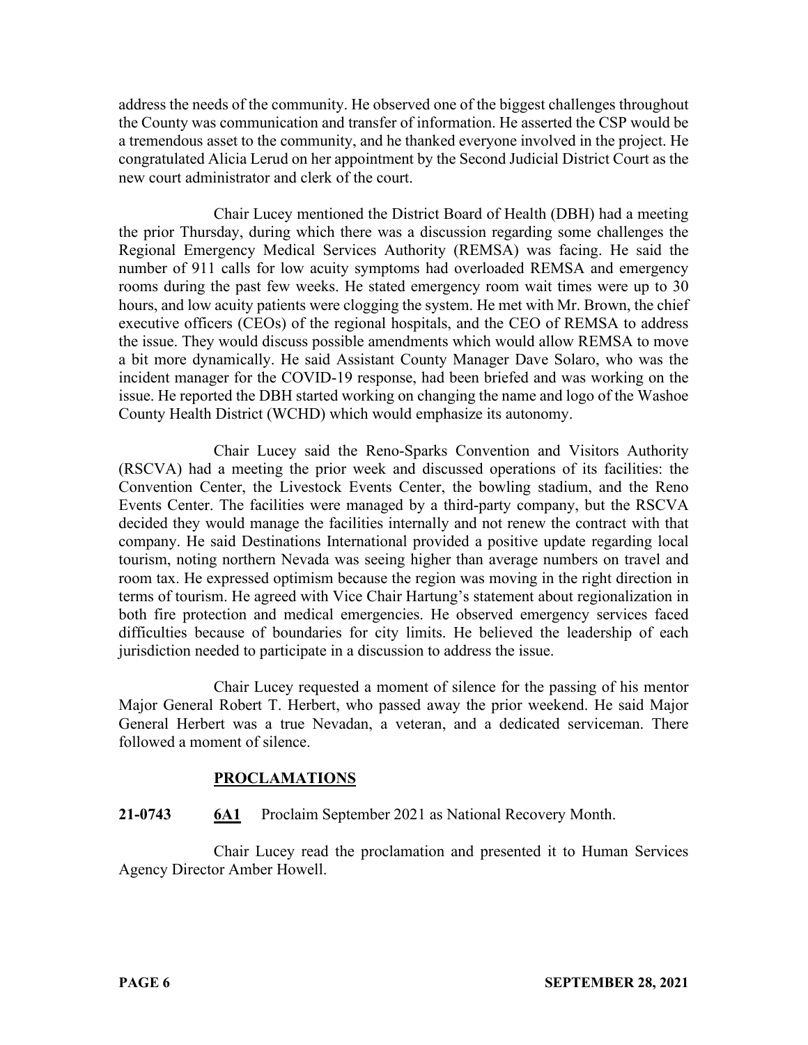address the needs of the community. He observed one of the biggest challenges throughout the County was communication and transfer of information. He asserted the CSP would be a tremendous asset to the community, and he thanked everyone involved in the project. He congratulated Alicia Lerud on her appointment by the Second Judicial District Court as the new court administrator and clerk of the court.

Chair Lucey mentioned the District Board of Health (DBH) had a meeting the prior Thursday, during which there was a discussion regarding some challenges the Regional Emergency Medical Services Authority (REMSA) was facing. He said the number of 911 calls for low acuity symptoms had overloaded REMSA and emergency rooms during the past few weeks. He stated emergency room wait times were up to 30 hours, and low acuity patients were clogging the system. He met with Mr. Brown, the chief executive officers (CEOs) of the regional hospitals, and the CEO of REMSA to address the issue. They would discuss possible amendments which would allow REMSA to move a bit more dynamically. He said Assistant County Manager Dave Solaro, who was the incident manager for the COVID-19 response, had been briefed and was working on the issue. He reported the DBH started working on changing the name and logo of the Washoe County Health District (WCHD) which would emphasize its autonomy.

Chair Lucey said the Reno-Sparks Convention and Visitors Authority (RSCVA) had a meeting the prior week and discussed operations of its facilities: the Convention Center, the Livestock Events Center, the bowling stadium, and the Reno Events Center. The facilities were managed by a third-party company, but the RSCVA decided they would manage the facilities internally and not renew the contract with that company. He said Destinations International provided a positive update regarding local tourism, noting northern Nevada was seeing higher than average numbers on travel and room tax. He expressed optimism because the region was moving in the right direction in terms of tourism. He agreed with Vice Chair Hartung's statement about regionalization in both fire protection and medical emergencies. He observed emergency services faced difficulties because of boundaries for city limits. He believed the leadership of each jurisdiction needed to participate in a discussion to address the issue.

Chair Lucey requested a moment of silence for the passing of his mentor Major General Robert T. Herbert, who passed away the prior weekend. He said Major General Herbert was a true Nevadan, a veteran, and a dedicated serviceman. There followed a moment of silence.

## PROCLAMATIONS

**21-0743** **6A1** Proclaim September 2021 as National Recovery Month.

Chair Lucey read the proclamation and presented it to Human Services Agency Director Amber Howell.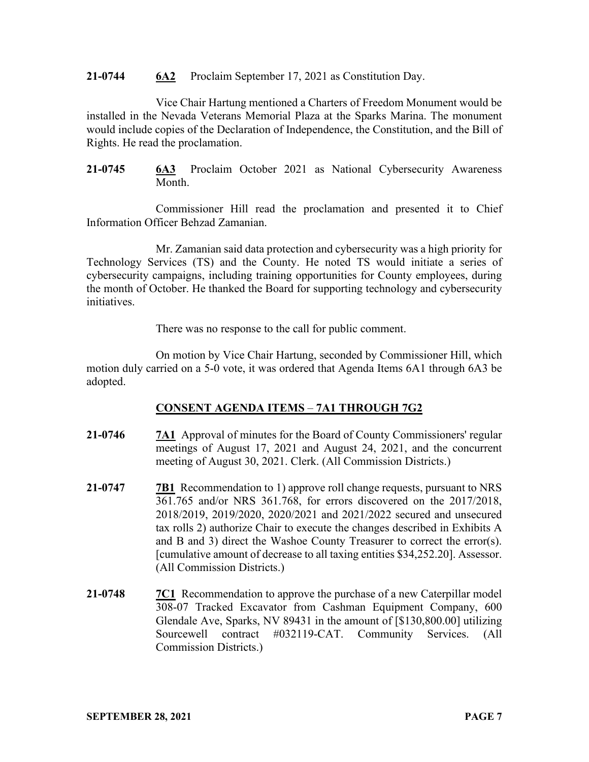**21-0744** **6A2** Proclaim September 17, 2021 as Constitution Day.

Vice Chair Hartung mentioned a Charters of Freedom Monument would be installed in the Nevada Veterans Memorial Plaza at the Sparks Marina. The monument would include copies of the Declaration of Independence, the Constitution, and the Bill of Rights. He read the proclamation.

**21-0745** **6A3** Proclaim October 2021 as National Cybersecurity Awareness Month.

Commissioner Hill read the proclamation and presented it to Chief Information Officer Behzad Zamanian.

Mr. Zamanian said data protection and cybersecurity was a high priority for Technology Services (TS) and the County. He noted TS would initiate a series of cybersecurity campaigns, including training opportunities for County employees, during the month of October. He thanked the Board for supporting technology and cybersecurity initiatives.

There was no response to the call for public comment.

On motion by Vice Chair Hartung, seconded by Commissioner Hill, which motion duly carried on a 5-0 vote, it was ordered that Agenda Items 6A1 through 6A3 be adopted.

## CONSENT AGENDA ITEMS – 7A1 THROUGH 7G2

**21-0746** **7A1** Approval of minutes for the Board of County Commissioners' regular meetings of August 17, 2021 and August 24, 2021, and the concurrent meeting of August 30, 2021. Clerk. (All Commission Districts.)

**21-0747** **7B1** Recommendation to 1) approve roll change requests, pursuant to NRS 361.765 and/or NRS 361.768, for errors discovered on the 2017/2018, 2018/2019, 2019/2020, 2020/2021 and 2021/2022 secured and unsecured tax rolls 2) authorize Chair to execute the changes described in Exhibits A and B and 3) direct the Washoe County Treasurer to correct the error(s). [cumulative amount of decrease to all taxing entities $34,252.20]. Assessor. (All Commission Districts.)

**21-0748** **7C1** Recommendation to approve the purchase of a new Caterpillar model 308-07 Tracked Excavator from Cashman Equipment Company, 600 Glendale Ave, Sparks, NV 89431 in the amount of [$130,800.00] utilizing Sourcewell contract #032119-CAT. Community Services. (All Commission Districts.)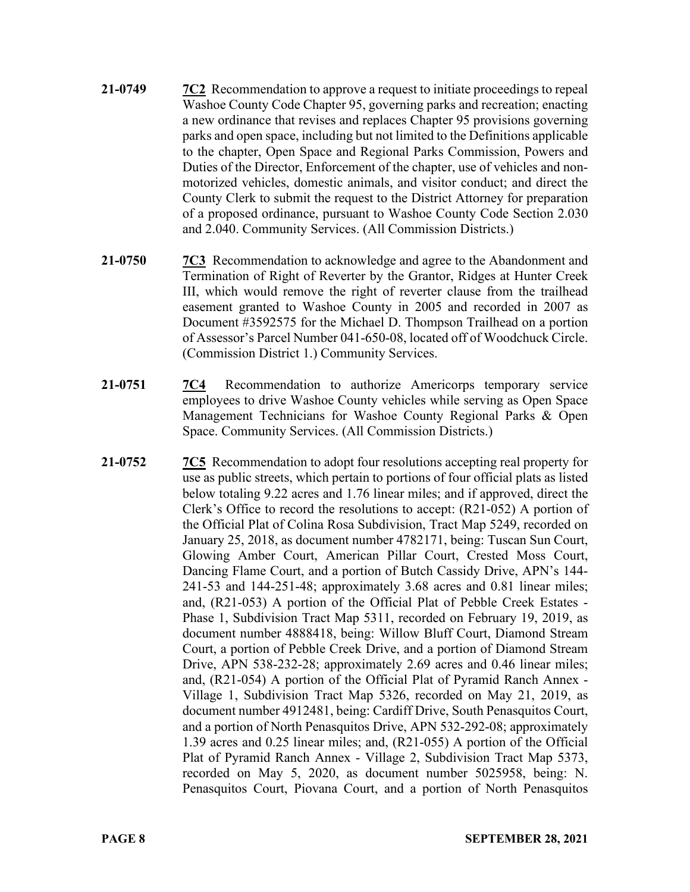**21-0749** **7C2** Recommendation to approve a request to initiate proceedings to repeal Washoe County Code Chapter 95, governing parks and recreation; enacting a new ordinance that revises and replaces Chapter 95 provisions governing parks and open space, including but not limited to the Definitions applicable to the chapter, Open Space and Regional Parks Commission, Powers and Duties of the Director, Enforcement of the chapter, use of vehicles and non-motorized vehicles, domestic animals, and visitor conduct; and direct the County Clerk to submit the request to the District Attorney for preparation of a proposed ordinance, pursuant to Washoe County Code Section 2.030 and 2.040. Community Services. (All Commission Districts.)

**21-0750** **7C3** Recommendation to acknowledge and agree to the Abandonment and Termination of Right of Reverter by the Grantor, Ridges at Hunter Creek III, which would remove the right of reverter clause from the trailhead easement granted to Washoe County in 2005 and recorded in 2007 as Document #3592575 for the Michael D. Thompson Trailhead on a portion of Assessor's Parcel Number 041-650-08, located off of Woodchuck Circle. (Commission District 1.) Community Services.

**21-0751** **7C4** Recommendation to authorize Americorps temporary service employees to drive Washoe County vehicles while serving as Open Space Management Technicians for Washoe County Regional Parks & Open Space. Community Services. (All Commission Districts.)

**21-0752** **7C5** Recommendation to adopt four resolutions accepting real property for use as public streets, which pertain to portions of four official plats as listed below totaling 9.22 acres and 1.76 linear miles; and if approved, direct the Clerk's Office to record the resolutions to accept: (R21-052) A portion of the Official Plat of Colina Rosa Subdivision, Tract Map 5249, recorded on January 25, 2018, as document number 4782171, being: Tuscan Sun Court, Glowing Amber Court, American Pillar Court, Crested Moss Court, Dancing Flame Court, and a portion of Butch Cassidy Drive, APN's 144-241-53 and 144-251-48; approximately 3.68 acres and 0.81 linear miles; and, (R21-053) A portion of the Official Plat of Pebble Creek Estates - Phase 1, Subdivision Tract Map 5311, recorded on February 19, 2019, as document number 4888418, being: Willow Bluff Court, Diamond Stream Court, a portion of Pebble Creek Drive, and a portion of Diamond Stream Drive, APN 538-232-28; approximately 2.69 acres and 0.46 linear miles; and, (R21-054) A portion of the Official Plat of Pyramid Ranch Annex - Village 1, Subdivision Tract Map 5326, recorded on May 21, 2019, as document number 4912481, being: Cardiff Drive, South Penasquitos Court, and a portion of North Penasquitos Drive, APN 532-292-08; approximately 1.39 acres and 0.25 linear miles; and, (R21-055) A portion of the Official Plat of Pyramid Ranch Annex - Village 2, Subdivision Tract Map 5373, recorded on May 5, 2020, as document number 5025958, being: N. Penasquitos Court, Piovana Court, and a portion of North Penasquitos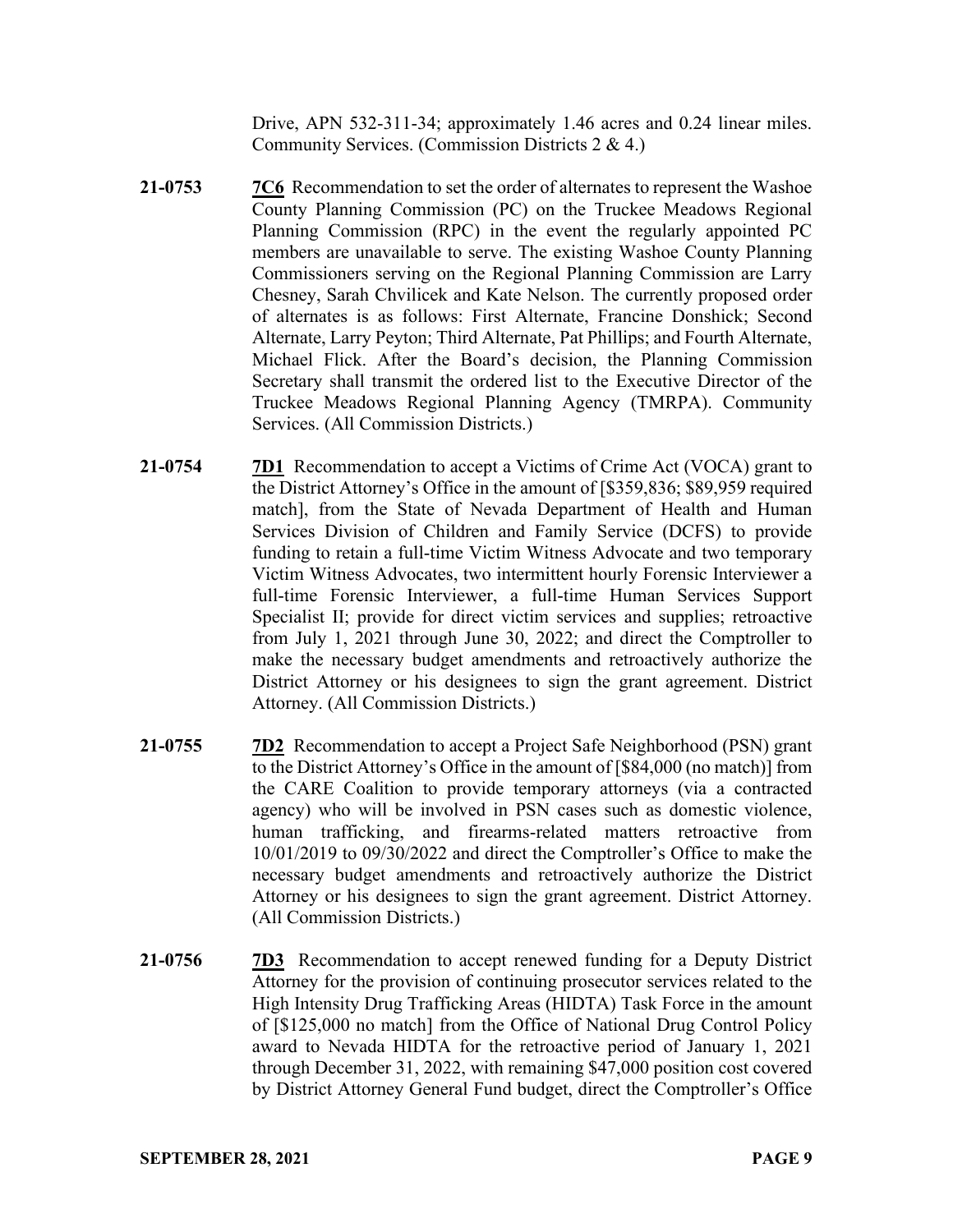Drive, APN 532-311-34; approximately 1.46 acres and 0.24 linear miles. Community Services. (Commission Districts 2 & 4.)

**21-0753** **7C6** Recommendation to set the order of alternates to represent the Washoe County Planning Commission (PC) on the Truckee Meadows Regional Planning Commission (RPC) in the event the regularly appointed PC members are unavailable to serve. The existing Washoe County Planning Commissioners serving on the Regional Planning Commission are Larry Chesney, Sarah Chvilicek and Kate Nelson. The currently proposed order of alternates is as follows: First Alternate, Francine Donshick; Second Alternate, Larry Peyton; Third Alternate, Pat Phillips; and Fourth Alternate, Michael Flick. After the Board's decision, the Planning Commission Secretary shall transmit the ordered list to the Executive Director of the Truckee Meadows Regional Planning Agency (TMRPA). Community Services. (All Commission Districts.)

**21-0754** **7D1** Recommendation to accept a Victims of Crime Act (VOCA) grant to the District Attorney's Office in the amount of [$359,836; $89,959 required match], from the State of Nevada Department of Health and Human Services Division of Children and Family Service (DCFS) to provide funding to retain a full-time Victim Witness Advocate and two temporary Victim Witness Advocates, two intermittent hourly Forensic Interviewer a full-time Forensic Interviewer, a full-time Human Services Support Specialist II; provide for direct victim services and supplies; retroactive from July 1, 2021 through June 30, 2022; and direct the Comptroller to make the necessary budget amendments and retroactively authorize the District Attorney or his designees to sign the grant agreement. District Attorney. (All Commission Districts.)

**21-0755** **7D2** Recommendation to accept a Project Safe Neighborhood (PSN) grant to the District Attorney's Office in the amount of [$84,000 (no match)] from the CARE Coalition to provide temporary attorneys (via a contracted agency) who will be involved in PSN cases such as domestic violence, human trafficking, and firearms-related matters retroactive from 10/01/2019 to 09/30/2022 and direct the Comptroller's Office to make the necessary budget amendments and retroactively authorize the District Attorney or his designees to sign the grant agreement. District Attorney. (All Commission Districts.)

**21-0756** **7D3** Recommendation to accept renewed funding for a Deputy District Attorney for the provision of continuing prosecutor services related to the High Intensity Drug Trafficking Areas (HIDTA) Task Force in the amount of [$125,000 no match] from the Office of National Drug Control Policy award to Nevada HIDTA for the retroactive period of January 1, 2021 through December 31, 2022, with remaining $47,000 position cost covered by District Attorney General Fund budget, direct the Comptroller's Office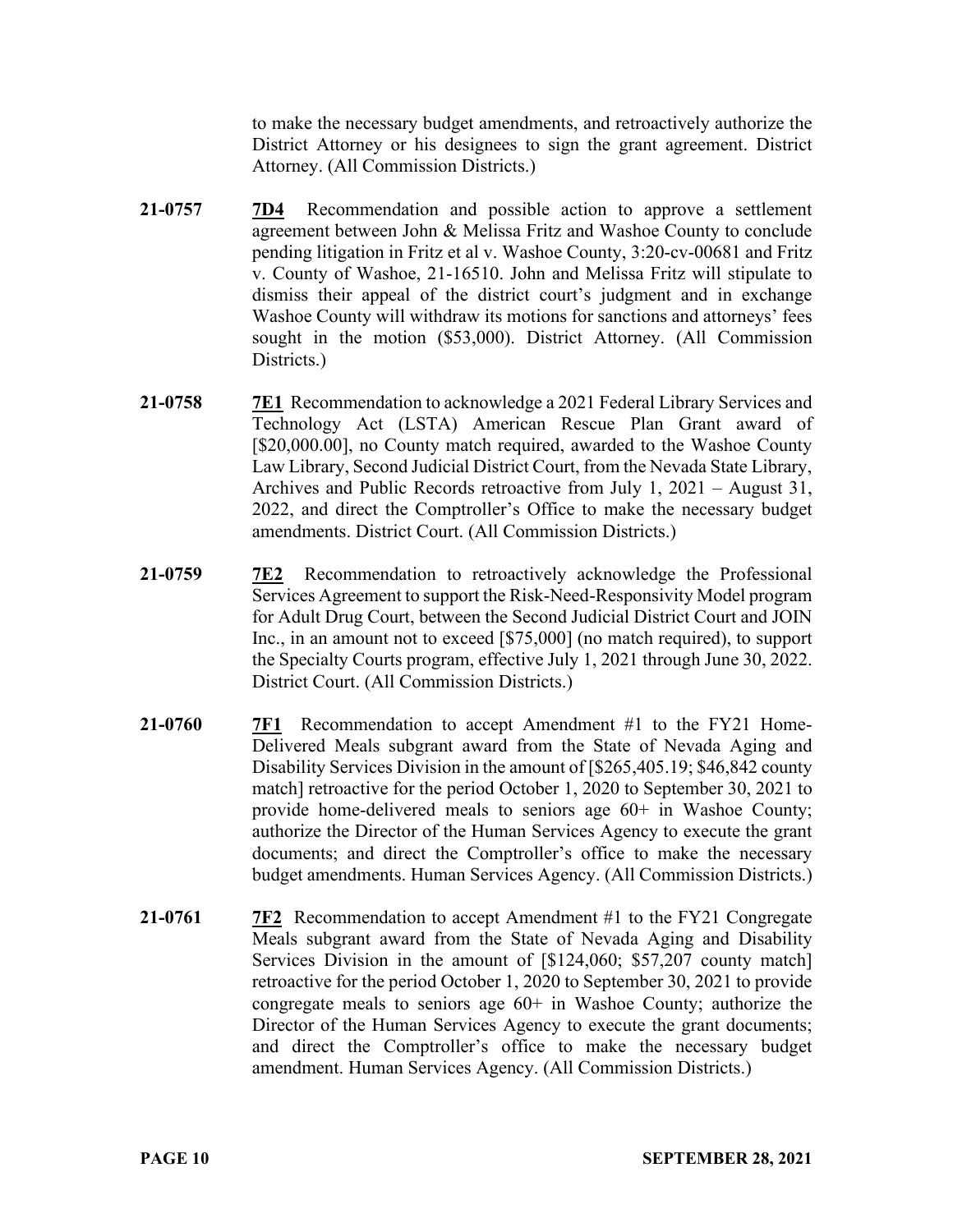to make the necessary budget amendments, and retroactively authorize the District Attorney or his designees to sign the grant agreement. District Attorney. (All Commission Districts.)

**21-0757** **7D4** Recommendation and possible action to approve a settlement agreement between John & Melissa Fritz and Washoe County to conclude pending litigation in Fritz et al v. Washoe County, 3:20-cv-00681 and Fritz v. County of Washoe, 21-16510. John and Melissa Fritz will stipulate to dismiss their appeal of the district court's judgment and in exchange Washoe County will withdraw its motions for sanctions and attorneys' fees sought in the motion ($53,000). District Attorney. (All Commission Districts.)

**21-0758** **7E1** Recommendation to acknowledge a 2021 Federal Library Services and Technology Act (LSTA) American Rescue Plan Grant award of [$20,000.00], no County match required, awarded to the Washoe County Law Library, Second Judicial District Court, from the Nevada State Library, Archives and Public Records retroactive from July 1, 2021 – August 31, 2022, and direct the Comptroller's Office to make the necessary budget amendments. District Court. (All Commission Districts.)

**21-0759** **7E2** Recommendation to retroactively acknowledge the Professional Services Agreement to support the Risk-Need-Responsivity Model program for Adult Drug Court, between the Second Judicial District Court and JOIN Inc., in an amount not to exceed [$75,000] (no match required), to support the Specialty Courts program, effective July 1, 2021 through June 30, 2022. District Court. (All Commission Districts.)

**21-0760** **7F1** Recommendation to accept Amendment #1 to the FY21 Home-Delivered Meals subgrant award from the State of Nevada Aging and Disability Services Division in the amount of [$265,405.19; $46,842 county match] retroactive for the period October 1, 2020 to September 30, 2021 to provide home-delivered meals to seniors age 60+ in Washoe County; authorize the Director of the Human Services Agency to execute the grant documents; and direct the Comptroller's office to make the necessary budget amendments. Human Services Agency. (All Commission Districts.)

**21-0761** **7F2** Recommendation to accept Amendment #1 to the FY21 Congregate Meals subgrant award from the State of Nevada Aging and Disability Services Division in the amount of [$124,060; $57,207 county match] retroactive for the period October 1, 2020 to September 30, 2021 to provide congregate meals to seniors age 60+ in Washoe County; authorize the Director of the Human Services Agency to execute the grant documents; and direct the Comptroller's office to make the necessary budget amendment. Human Services Agency. (All Commission Districts.)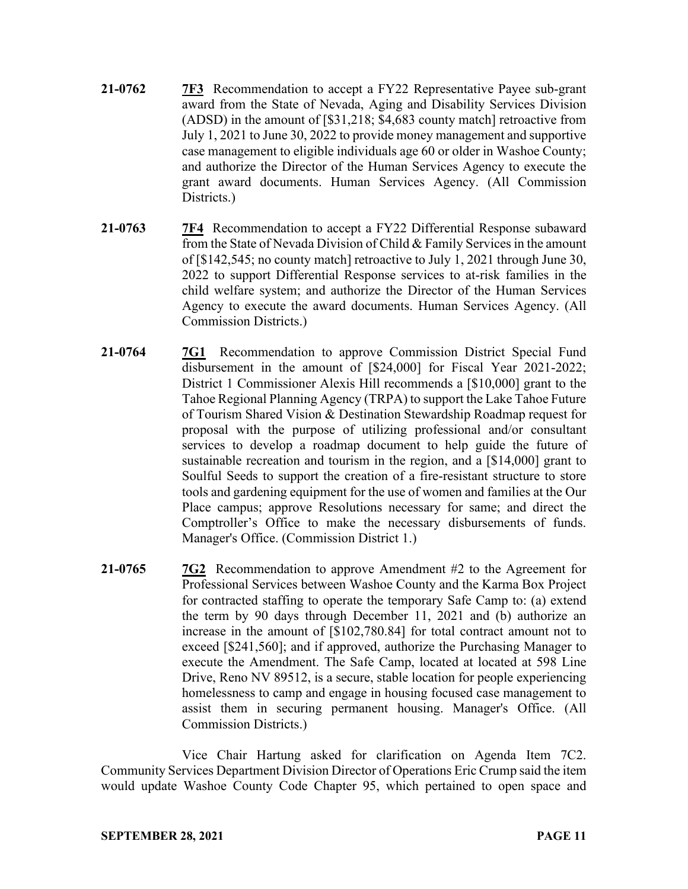**21-0762** **7F3** Recommendation to accept a FY22 Representative Payee sub-grant award from the State of Nevada, Aging and Disability Services Division (ADSD) in the amount of [$31,218; $4,683 county match] retroactive from July 1, 2021 to June 30, 2022 to provide money management and supportive case management to eligible individuals age 60 or older in Washoe County; and authorize the Director of the Human Services Agency to execute the grant award documents. Human Services Agency. (All Commission Districts.)

**21-0763** **7F4** Recommendation to accept a FY22 Differential Response subaward from the State of Nevada Division of Child & Family Services in the amount of [$142,545; no county match] retroactive to July 1, 2021 through June 30, 2022 to support Differential Response services to at-risk families in the child welfare system; and authorize the Director of the Human Services Agency to execute the award documents. Human Services Agency. (All Commission Districts.)

**21-0764** **7G1** Recommendation to approve Commission District Special Fund disbursement in the amount of [$24,000] for Fiscal Year 2021-2022; District 1 Commissioner Alexis Hill recommends a [$10,000] grant to the Tahoe Regional Planning Agency (TRPA) to support the Lake Tahoe Future of Tourism Shared Vision & Destination Stewardship Roadmap request for proposal with the purpose of utilizing professional and/or consultant services to develop a roadmap document to help guide the future of sustainable recreation and tourism in the region, and a [$14,000] grant to Soulful Seeds to support the creation of a fire-resistant structure to store tools and gardening equipment for the use of women and families at the Our Place campus; approve Resolutions necessary for same; and direct the Comptroller's Office to make the necessary disbursements of funds. Manager's Office. (Commission District 1.)

**21-0765** **7G2** Recommendation to approve Amendment #2 to the Agreement for Professional Services between Washoe County and the Karma Box Project for contracted staffing to operate the temporary Safe Camp to: (a) extend the term by 90 days through December 11, 2021 and (b) authorize an increase in the amount of [$102,780.84] for total contract amount not to exceed [$241,560]; and if approved, authorize the Purchasing Manager to execute the Amendment. The Safe Camp, located at located at 598 Line Drive, Reno NV 89512, is a secure, stable location for people experiencing homelessness to camp and engage in housing focused case management to assist them in securing permanent housing. Manager's Office. (All Commission Districts.)

Vice Chair Hartung asked for clarification on Agenda Item 7C2. Community Services Department Division Director of Operations Eric Crump said the item would update Washoe County Code Chapter 95, which pertained to open space and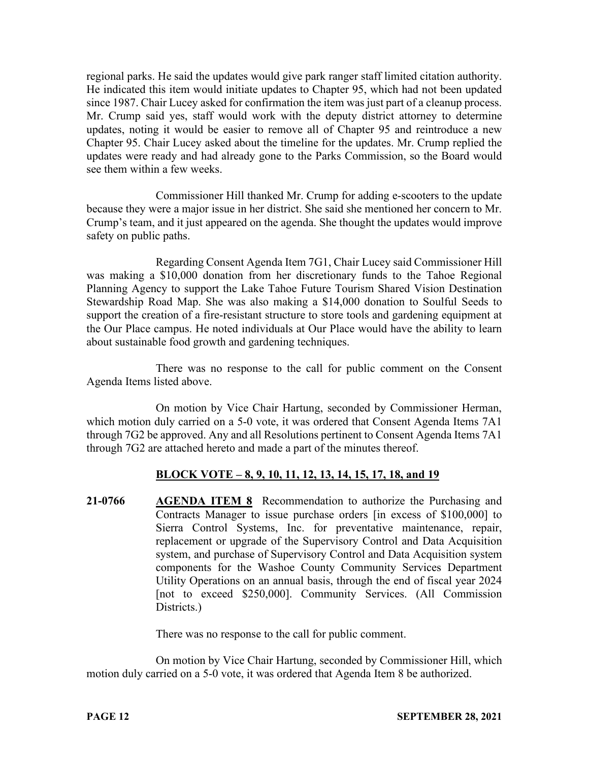regional parks. He said the updates would give park ranger staff limited citation authority. He indicated this item would initiate updates to Chapter 95, which had not been updated since 1987. Chair Lucey asked for confirmation the item was just part of a cleanup process. Mr. Crump said yes, staff would work with the deputy district attorney to determine updates, noting it would be easier to remove all of Chapter 95 and reintroduce a new Chapter 95. Chair Lucey asked about the timeline for the updates. Mr. Crump replied the updates were ready and had already gone to the Parks Commission, so the Board would see them within a few weeks.

Commissioner Hill thanked Mr. Crump for adding e-scooters to the update because they were a major issue in her district. She said she mentioned her concern to Mr. Crump's team, and it just appeared on the agenda. She thought the updates would improve safety on public paths.

Regarding Consent Agenda Item 7G1, Chair Lucey said Commissioner Hill was making a $10,000 donation from her discretionary funds to the Tahoe Regional Planning Agency to support the Lake Tahoe Future Tourism Shared Vision Destination Stewardship Road Map. She was also making a $14,000 donation to Soulful Seeds to support the creation of a fire-resistant structure to store tools and gardening equipment at the Our Place campus. He noted individuals at Our Place would have the ability to learn about sustainable food growth and gardening techniques.

There was no response to the call for public comment on the Consent Agenda Items listed above.

On motion by Vice Chair Hartung, seconded by Commissioner Herman, which motion duly carried on a 5-0 vote, it was ordered that Consent Agenda Items 7A1 through 7G2 be approved. Any and all Resolutions pertinent to Consent Agenda Items 7A1 through 7G2 are attached hereto and made a part of the minutes thereof.

**BLOCK VOTE – 8, 9, 10, 11, 12, 13, 14, 15, 17, 18, and 19**

**21-0766** **AGENDA ITEM 8** Recommendation to authorize the Purchasing and Contracts Manager to issue purchase orders [in excess of $100,000] to Sierra Control Systems, Inc. for preventative maintenance, repair, replacement or upgrade of the Supervisory Control and Data Acquisition system, and purchase of Supervisory Control and Data Acquisition system components for the Washoe County Community Services Department Utility Operations on an annual basis, through the end of fiscal year 2024 [not to exceed $250,000]. Community Services. (All Commission Districts.)

There was no response to the call for public comment.

On motion by Vice Chair Hartung, seconded by Commissioner Hill, which motion duly carried on a 5-0 vote, it was ordered that Agenda Item 8 be authorized.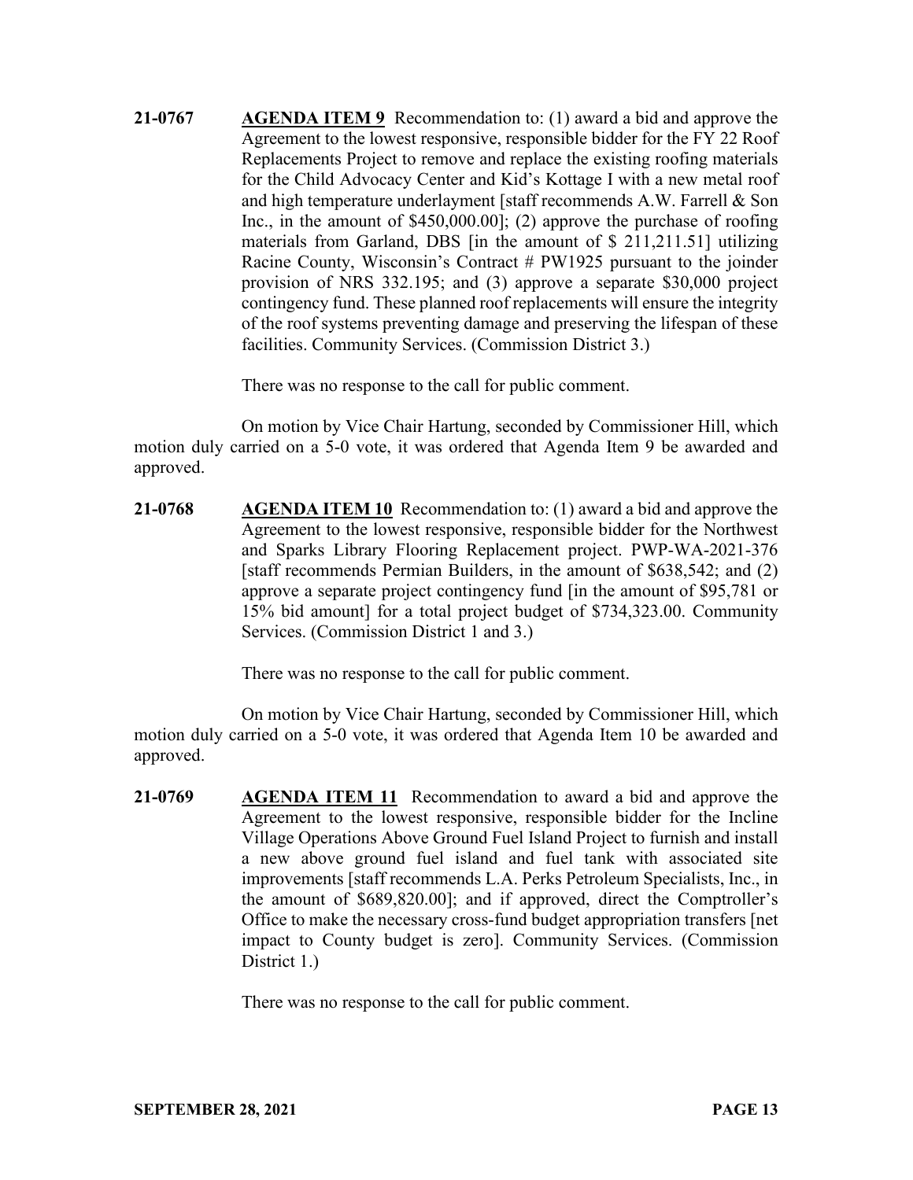**21-0767** **AGENDA ITEM 9** Recommendation to: (1) award a bid and approve the Agreement to the lowest responsive, responsible bidder for the FY 22 Roof Replacements Project to remove and replace the existing roofing materials for the Child Advocacy Center and Kid's Kottage I with a new metal roof and high temperature underlayment [staff recommends A.W. Farrell & Son Inc., in the amount of $450,000.00]; (2) approve the purchase of roofing materials from Garland, DBS [in the amount of $ 211,211.51] utilizing Racine County, Wisconsin's Contract # PW1925 pursuant to the joinder provision of NRS 332.195; and (3) approve a separate $30,000 project contingency fund. These planned roof replacements will ensure the integrity of the roof systems preventing damage and preserving the lifespan of these facilities. Community Services. (Commission District 3.)

There was no response to the call for public comment.

On motion by Vice Chair Hartung, seconded by Commissioner Hill, which motion duly carried on a 5-0 vote, it was ordered that Agenda Item 9 be awarded and approved.

**21-0768** **AGENDA ITEM 10** Recommendation to: (1) award a bid and approve the Agreement to the lowest responsive, responsible bidder for the Northwest and Sparks Library Flooring Replacement project. PWP-WA-2021-376 [staff recommends Permian Builders, in the amount of $638,542; and (2) approve a separate project contingency fund [in the amount of $95,781 or 15% bid amount] for a total project budget of $734,323.00. Community Services. (Commission District 1 and 3.)

There was no response to the call for public comment.

On motion by Vice Chair Hartung, seconded by Commissioner Hill, which motion duly carried on a 5-0 vote, it was ordered that Agenda Item 10 be awarded and approved.

**21-0769** **AGENDA ITEM 11** Recommendation to award a bid and approve the Agreement to the lowest responsive, responsible bidder for the Incline Village Operations Above Ground Fuel Island Project to furnish and install a new above ground fuel island and fuel tank with associated site improvements [staff recommends L.A. Perks Petroleum Specialists, Inc., in the amount of $689,820.00]; and if approved, direct the Comptroller's Office to make the necessary cross-fund budget appropriation transfers [net impact to County budget is zero]. Community Services. (Commission District 1.)

There was no response to the call for public comment.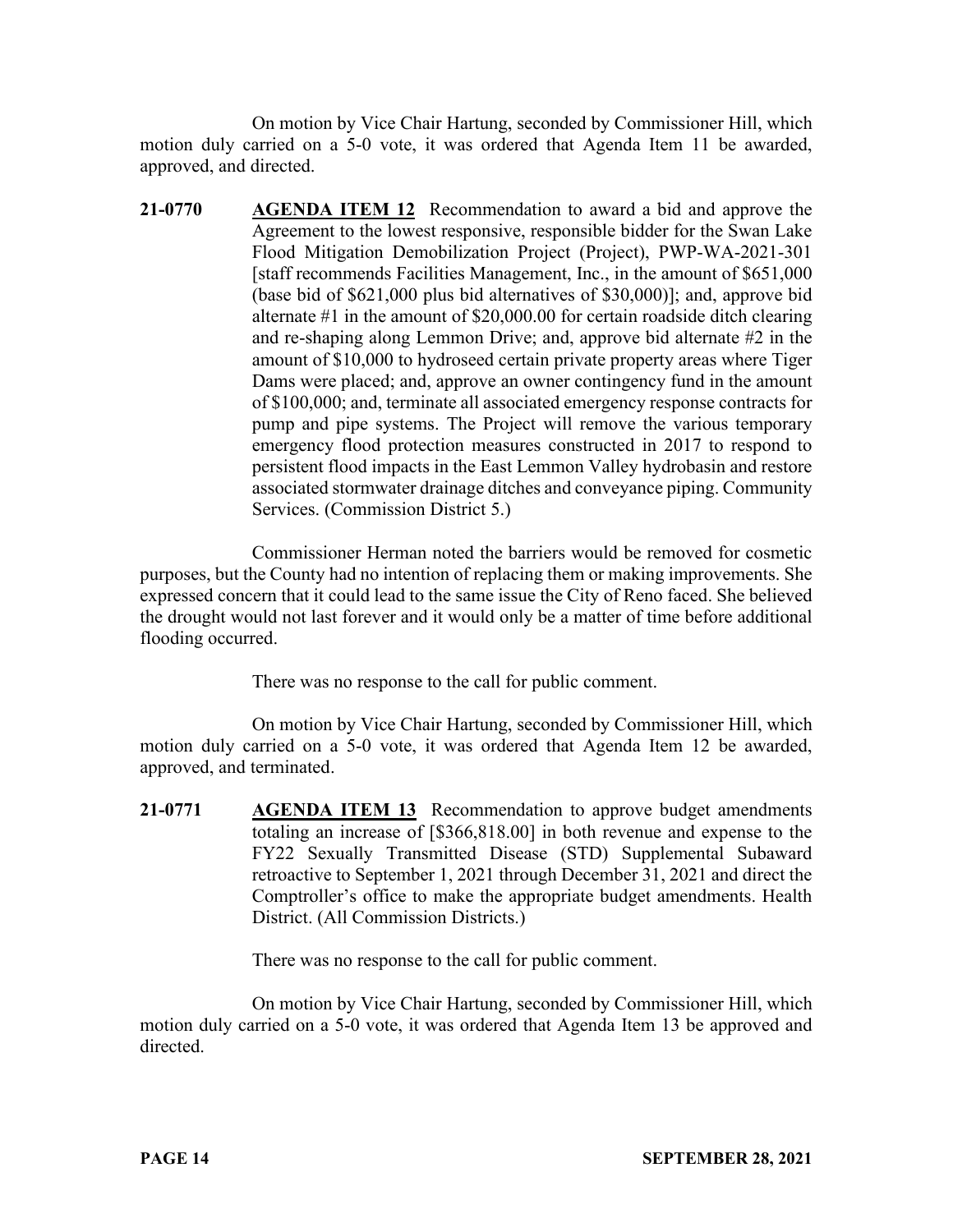On motion by Vice Chair Hartung, seconded by Commissioner Hill, which motion duly carried on a 5-0 vote, it was ordered that Agenda Item 11 be awarded, approved, and directed.

**21-0770** **AGENDA ITEM 12** Recommendation to award a bid and approve the Agreement to the lowest responsive, responsible bidder for the Swan Lake Flood Mitigation Demobilization Project (Project), PWP-WA-2021-301 [staff recommends Facilities Management, Inc., in the amount of $651,000 (base bid of $621,000 plus bid alternatives of $30,000)]; and, approve bid alternate #1 in the amount of $20,000.00 for certain roadside ditch clearing and re-shaping along Lemmon Drive; and, approve bid alternate #2 in the amount of $10,000 to hydroseed certain private property areas where Tiger Dams were placed; and, approve an owner contingency fund in the amount of $100,000; and, terminate all associated emergency response contracts for pump and pipe systems. The Project will remove the various temporary emergency flood protection measures constructed in 2017 to respond to persistent flood impacts in the East Lemmon Valley hydrobasin and restore associated stormwater drainage ditches and conveyance piping. Community Services. (Commission District 5.)

Commissioner Herman noted the barriers would be removed for cosmetic purposes, but the County had no intention of replacing them or making improvements. She expressed concern that it could lead to the same issue the City of Reno faced. She believed the drought would not last forever and it would only be a matter of time before additional flooding occurred.

There was no response to the call for public comment.

On motion by Vice Chair Hartung, seconded by Commissioner Hill, which motion duly carried on a 5-0 vote, it was ordered that Agenda Item 12 be awarded, approved, and terminated.

**21-0771** **AGENDA ITEM 13** Recommendation to approve budget amendments totaling an increase of [$366,818.00] in both revenue and expense to the FY22 Sexually Transmitted Disease (STD) Supplemental Subaward retroactive to September 1, 2021 through December 31, 2021 and direct the Comptroller's office to make the appropriate budget amendments. Health District. (All Commission Districts.)

There was no response to the call for public comment.

On motion by Vice Chair Hartung, seconded by Commissioner Hill, which motion duly carried on a 5-0 vote, it was ordered that Agenda Item 13 be approved and directed.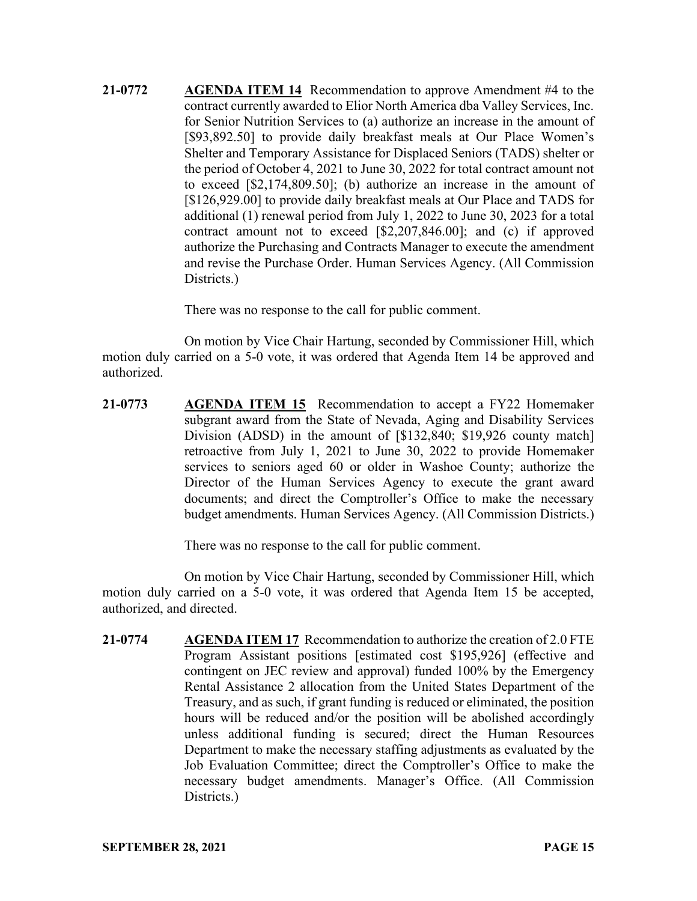**21-0772** **AGENDA ITEM 14** Recommendation to approve Amendment #4 to the contract currently awarded to Elior North America dba Valley Services, Inc. for Senior Nutrition Services to (a) authorize an increase in the amount of [$93,892.50] to provide daily breakfast meals at Our Place Women's Shelter and Temporary Assistance for Displaced Seniors (TADS) shelter or the period of October 4, 2021 to June 30, 2022 for total contract amount not to exceed [$2,174,809.50]; (b) authorize an increase in the amount of [$126,929.00] to provide daily breakfast meals at Our Place and TADS for additional (1) renewal period from July 1, 2022 to June 30, 2023 for a total contract amount not to exceed [$2,207,846.00]; and (c) if approved authorize the Purchasing and Contracts Manager to execute the amendment and revise the Purchase Order. Human Services Agency. (All Commission Districts.)

There was no response to the call for public comment.

On motion by Vice Chair Hartung, seconded by Commissioner Hill, which motion duly carried on a 5-0 vote, it was ordered that Agenda Item 14 be approved and authorized.

**21-0773** **AGENDA ITEM 15** Recommendation to accept a FY22 Homemaker subgrant award from the State of Nevada, Aging and Disability Services Division (ADSD) in the amount of [$132,840; $19,926 county match] retroactive from July 1, 2021 to June 30, 2022 to provide Homemaker services to seniors aged 60 or older in Washoe County; authorize the Director of the Human Services Agency to execute the grant award documents; and direct the Comptroller's Office to make the necessary budget amendments. Human Services Agency. (All Commission Districts.)

There was no response to the call for public comment.

On motion by Vice Chair Hartung, seconded by Commissioner Hill, which motion duly carried on a 5-0 vote, it was ordered that Agenda Item 15 be accepted, authorized, and directed.

**21-0774** **AGENDA ITEM 17** Recommendation to authorize the creation of 2.0 FTE Program Assistant positions [estimated cost $195,926] (effective and contingent on JEC review and approval) funded 100% by the Emergency Rental Assistance 2 allocation from the United States Department of the Treasury, and as such, if grant funding is reduced or eliminated, the position hours will be reduced and/or the position will be abolished accordingly unless additional funding is secured; direct the Human Resources Department to make the necessary staffing adjustments as evaluated by the Job Evaluation Committee; direct the Comptroller's Office to make the necessary budget amendments. Manager's Office. (All Commission Districts.)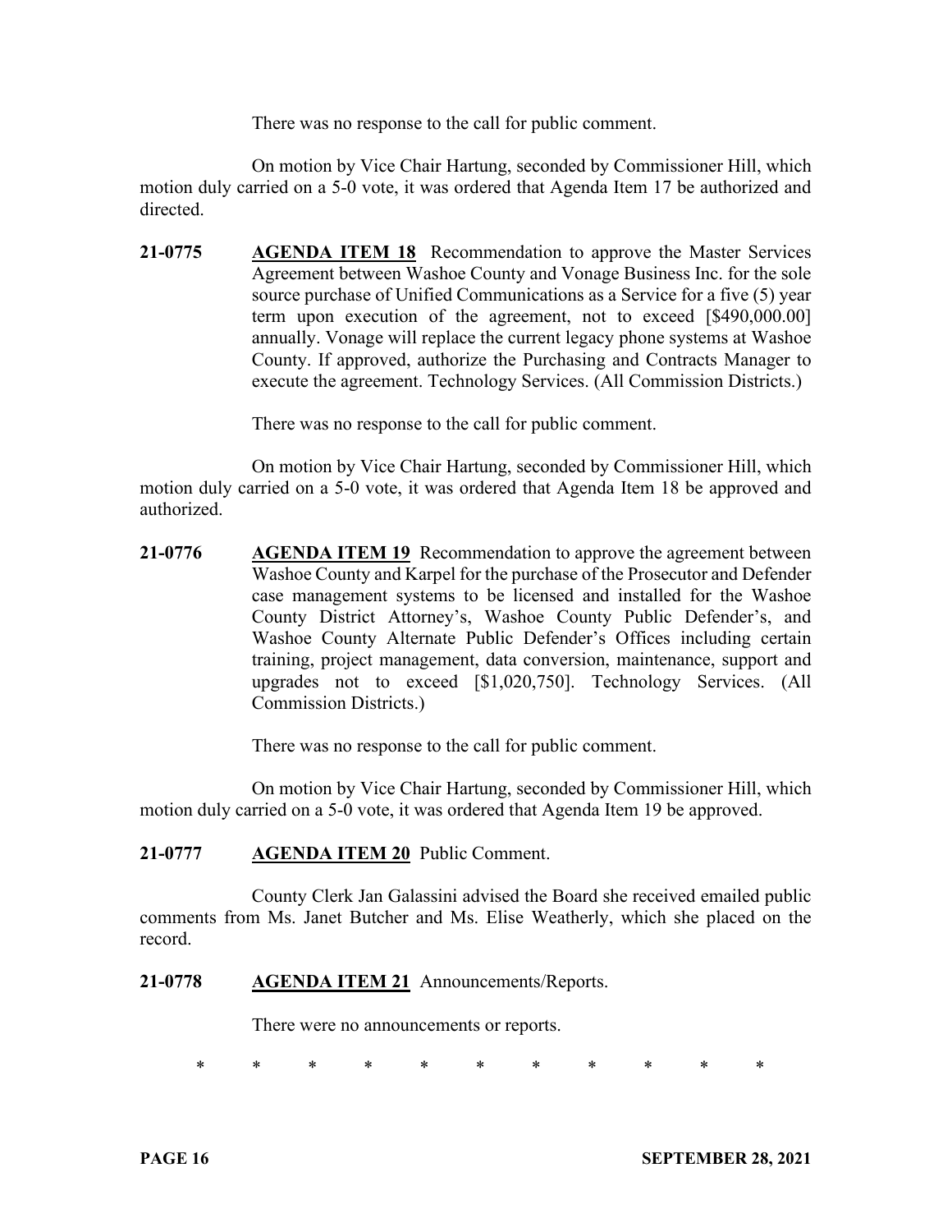There was no response to the call for public comment.

On motion by Vice Chair Hartung, seconded by Commissioner Hill, which motion duly carried on a 5-0 vote, it was ordered that Agenda Item 17 be authorized and directed.

**21-0775** **AGENDA ITEM 18** Recommendation to approve the Master Services Agreement between Washoe County and Vonage Business Inc. for the sole source purchase of Unified Communications as a Service for a five (5) year term upon execution of the agreement, not to exceed [$490,000.00] annually. Vonage will replace the current legacy phone systems at Washoe County. If approved, authorize the Purchasing and Contracts Manager to execute the agreement. Technology Services. (All Commission Districts.)

There was no response to the call for public comment.

On motion by Vice Chair Hartung, seconded by Commissioner Hill, which motion duly carried on a 5-0 vote, it was ordered that Agenda Item 18 be approved and authorized.

**21-0776** **AGENDA ITEM 19** Recommendation to approve the agreement between Washoe County and Karpel for the purchase of the Prosecutor and Defender case management systems to be licensed and installed for the Washoe County District Attorney's, Washoe County Public Defender's, and Washoe County Alternate Public Defender's Offices including certain training, project management, data conversion, maintenance, support and upgrades not to exceed [$1,020,750]. Technology Services. (All Commission Districts.)

There was no response to the call for public comment.

On motion by Vice Chair Hartung, seconded by Commissioner Hill, which motion duly carried on a 5-0 vote, it was ordered that Agenda Item 19 be approved.

**21-0777** **AGENDA ITEM 20** Public Comment.

County Clerk Jan Galassini advised the Board she received emailed public comments from Ms. Janet Butcher and Ms. Elise Weatherly, which she placed on the record.

**21-0778** **AGENDA ITEM 21** Announcements/Reports.

There were no announcements or reports.

\* \* \* \* \* \* \* \* \* \* \*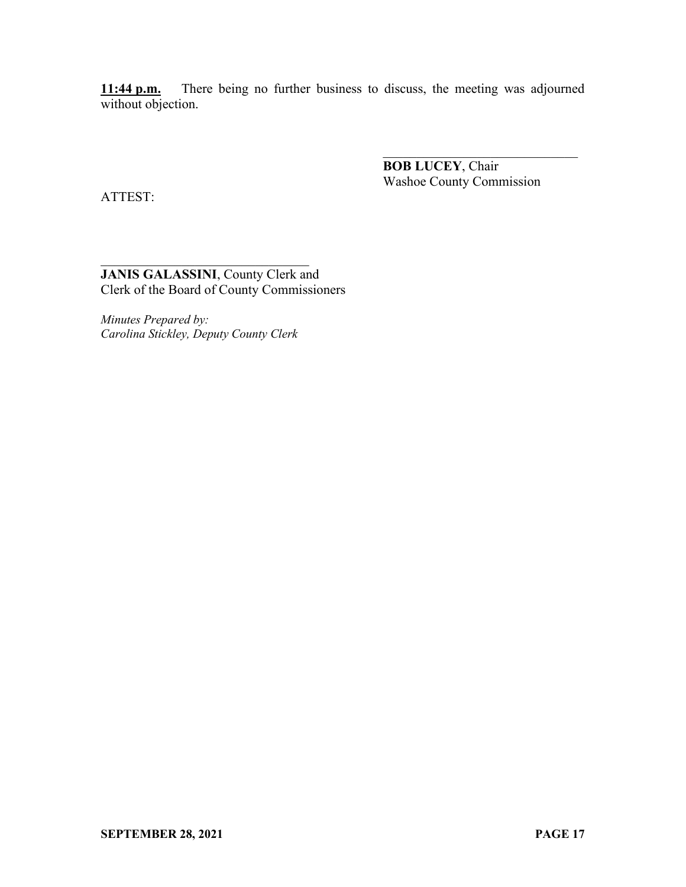**11:44 p.m.** There being no further business to discuss, the meeting was adjourned without objection.

\_\_\_\_\_\_\_\_\_\_\_\_\_\_\_\_\_\_\_\_\_\_\_\_\_\_\_\_\_\_

**BOB LUCEY**, Chair
Washoe County Commission

ATTEST:

\_\_\_\_\_\_\_\_\_\_\_\_\_\_\_\_\_\_\_\_\_\_\_\_\_\_\_\_\_\_

**JANIS GALASSINI**, County Clerk and
Clerk of the Board of County Commissioners

*Minutes Prepared by:*
*Carolina Stickley, Deputy County Clerk*